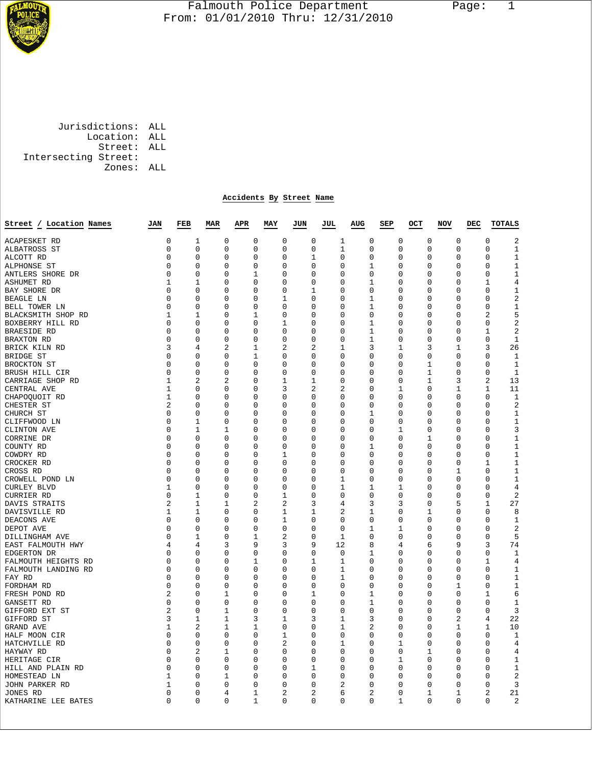# Falmouth Police Department

From: 01/01/2010 Thru: 12/31/2010

Jurisdictions: ALL
Location: ALL
Street: ALL
Intersecting Street:
Zones: ALL

## Accidents By Street Name

| Street / Location Names | JAN | FEB | MAR | APR | MAY | JUN | JUL | AUG | SEP | OCT | NOV | DEC | TOTALS |
|---|---|---|---|---|---|---|---|---|---|---|---|---|---|
| ACAPESKET RD | 0 | 1 | 0 | 0 | 0 | 0 | 1 | 0 | 0 | 0 | 0 | 0 | 2 |
| ALBATROSS ST | 0 | 0 | 0 | 0 | 0 | 0 | 1 | 0 | 0 | 0 | 0 | 0 | 1 |
| ALCOTT RD | 0 | 0 | 0 | 0 | 0 | 1 | 0 | 0 | 0 | 0 | 0 | 0 | 1 |
| ALPHONSE ST | 0 | 0 | 0 | 0 | 0 | 0 | 0 | 1 | 0 | 0 | 0 | 0 | 1 |
| ANTLERS SHORE DR | 0 | 0 | 0 | 1 | 0 | 0 | 0 | 0 | 0 | 0 | 0 | 0 | 1 |
| ASHUMET RD | 1 | 1 | 0 | 0 | 0 | 0 | 0 | 1 | 0 | 0 | 0 | 1 | 4 |
| BAY SHORE DR | 0 | 0 | 0 | 0 | 0 | 1 | 0 | 0 | 0 | 0 | 0 | 0 | 1 |
| BEAGLE LN | 0 | 0 | 0 | 0 | 1 | 0 | 0 | 1 | 0 | 0 | 0 | 0 | 2 |
| BELL TOWER LN | 0 | 0 | 0 | 0 | 0 | 0 | 0 | 1 | 0 | 0 | 0 | 0 | 1 |
| BLACKSMITH SHOP RD | 1 | 1 | 0 | 1 | 0 | 0 | 0 | 0 | 0 | 0 | 0 | 2 | 5 |
| BOXBERRY HILL RD | 0 | 0 | 0 | 0 | 1 | 0 | 0 | 1 | 0 | 0 | 0 | 0 | 2 |
| BRAESIDE RD | 0 | 0 | 0 | 0 | 0 | 0 | 0 | 1 | 0 | 0 | 0 | 1 | 2 |
| BRAXTON RD | 0 | 0 | 0 | 0 | 0 | 0 | 0 | 1 | 0 | 0 | 0 | 0 | 1 |
| BRICK KILN RD | 3 | 4 | 2 | 1 | 2 | 2 | 1 | 3 | 1 | 3 | 1 | 3 | 26 |
| BRIDGE ST | 0 | 0 | 0 | 1 | 0 | 0 | 0 | 0 | 0 | 0 | 0 | 0 | 1 |
| BROCKTON ST | 0 | 0 | 0 | 0 | 0 | 0 | 0 | 0 | 0 | 1 | 0 | 0 | 1 |
| BRUSH HILL CIR | 0 | 0 | 0 | 0 | 0 | 0 | 0 | 0 | 0 | 1 | 0 | 0 | 1 |
| CARRIAGE SHOP RD | 1 | 2 | 2 | 0 | 1 | 1 | 0 | 0 | 0 | 1 | 3 | 2 | 13 |
| CENTRAL AVE | 1 | 0 | 0 | 0 | 3 | 2 | 2 | 0 | 1 | 0 | 1 | 1 | 11 |
| CHAPOQUOIT RD | 1 | 0 | 0 | 0 | 0 | 0 | 0 | 0 | 0 | 0 | 0 | 0 | 1 |
| CHESTER ST | 2 | 0 | 0 | 0 | 0 | 0 | 0 | 0 | 0 | 0 | 0 | 0 | 2 |
| CHURCH ST | 0 | 0 | 0 | 0 | 0 | 0 | 0 | 1 | 0 | 0 | 0 | 0 | 1 |
| CLIFFWOOD LN | 0 | 1 | 0 | 0 | 0 | 0 | 0 | 0 | 0 | 0 | 0 | 0 | 1 |
| CLINTON AVE | 0 | 1 | 1 | 0 | 0 | 0 | 0 | 0 | 1 | 0 | 0 | 0 | 3 |
| CORRINE DR | 0 | 0 | 0 | 0 | 0 | 0 | 0 | 0 | 0 | 1 | 0 | 0 | 1 |
| COUNTY RD | 0 | 0 | 0 | 0 | 0 | 0 | 0 | 1 | 0 | 0 | 0 | 0 | 1 |
| COWDRY RD | 0 | 0 | 0 | 0 | 1 | 0 | 0 | 0 | 0 | 0 | 0 | 0 | 1 |
| CROCKER RD | 0 | 0 | 0 | 0 | 0 | 0 | 0 | 0 | 0 | 0 | 0 | 1 | 1 |
| CROSS RD | 0 | 0 | 0 | 0 | 0 | 0 | 0 | 0 | 0 | 0 | 1 | 0 | 1 |
| CROWELL POND LN | 0 | 0 | 0 | 0 | 0 | 0 | 1 | 0 | 0 | 0 | 0 | 0 | 1 |
| CURLEY BLVD | 1 | 0 | 0 | 0 | 0 | 0 | 1 | 1 | 1 | 0 | 0 | 0 | 4 |
| CURRIER RD | 0 | 1 | 0 | 0 | 1 | 0 | 0 | 0 | 0 | 0 | 0 | 0 | 2 |
| DAVIS STRAITS | 2 | 1 | 1 | 2 | 2 | 3 | 4 | 3 | 3 | 0 | 5 | 1 | 27 |
| DAVISVILLE RD | 1 | 1 | 0 | 0 | 1 | 1 | 2 | 1 | 0 | 1 | 0 | 0 | 8 |
| DEACONS AVE | 0 | 0 | 0 | 0 | 1 | 0 | 0 | 0 | 0 | 0 | 0 | 0 | 1 |
| DEPOT AVE | 0 | 0 | 0 | 0 | 0 | 0 | 0 | 1 | 1 | 0 | 0 | 0 | 2 |
| DILLINGHAM AVE | 0 | 1 | 0 | 1 | 2 | 0 | 1 | 0 | 0 | 0 | 0 | 0 | 5 |
| EAST FALMOUTH HWY | 4 | 4 | 3 | 9 | 3 | 9 | 12 | 8 | 4 | 6 | 9 | 3 | 74 |
| EDGERTON DR | 0 | 0 | 0 | 0 | 0 | 0 | 0 | 1 | 0 | 0 | 0 | 0 | 1 |
| FALMOUTH HEIGHTS RD | 0 | 0 | 0 | 1 | 0 | 1 | 1 | 0 | 0 | 0 | 0 | 1 | 4 |
| FALMOUTH LANDING RD | 0 | 0 | 0 | 0 | 0 | 0 | 1 | 0 | 0 | 0 | 0 | 0 | 1 |
| FAY RD | 0 | 0 | 0 | 0 | 0 | 0 | 1 | 0 | 0 | 0 | 0 | 0 | 1 |
| FORDHAM RD | 0 | 0 | 0 | 0 | 0 | 0 | 0 | 0 | 0 | 0 | 1 | 0 | 1 |
| FRESH POND RD | 2 | 0 | 1 | 0 | 0 | 1 | 0 | 1 | 0 | 0 | 0 | 1 | 6 |
| GANSETT RD | 0 | 0 | 0 | 0 | 0 | 0 | 0 | 1 | 0 | 0 | 0 | 0 | 1 |
| GIFFORD EXT ST | 2 | 0 | 1 | 0 | 0 | 0 | 0 | 0 | 0 | 0 | 0 | 0 | 3 |
| GIFFORD ST | 3 | 1 | 1 | 3 | 1 | 3 | 1 | 3 | 0 | 0 | 2 | 4 | 22 |
| GRAND AVE | 1 | 2 | 1 | 1 | 0 | 0 | 1 | 2 | 0 | 0 | 1 | 1 | 10 |
| HALF MOON CIR | 0 | 0 | 0 | 0 | 1 | 0 | 0 | 0 | 0 | 0 | 0 | 0 | 1 |
| HATCHVILLE RD | 0 | 0 | 0 | 0 | 2 | 0 | 1 | 0 | 1 | 0 | 0 | 0 | 4 |
| HAYWAY RD | 0 | 2 | 1 | 0 | 0 | 0 | 0 | 0 | 0 | 1 | 0 | 0 | 4 |
| HERITAGE CIR | 0 | 0 | 0 | 0 | 0 | 0 | 0 | 0 | 1 | 0 | 0 | 0 | 1 |
| HILL AND PLAIN RD | 0 | 0 | 0 | 0 | 0 | 1 | 0 | 0 | 0 | 0 | 0 | 0 | 1 |
| HOMESTEAD LN | 1 | 0 | 1 | 0 | 0 | 0 | 0 | 0 | 0 | 0 | 0 | 0 | 2 |
| JOHN PARKER RD | 1 | 0 | 0 | 0 | 0 | 0 | 2 | 0 | 0 | 0 | 0 | 0 | 3 |
| JONES RD | 0 | 0 | 4 | 1 | 2 | 2 | 6 | 2 | 0 | 1 | 1 | 2 | 21 |
| KATHARINE LEE BATES | 0 | 0 | 0 | 1 | 0 | 0 | 0 | 0 | 1 | 0 | 0 | 0 | 2 |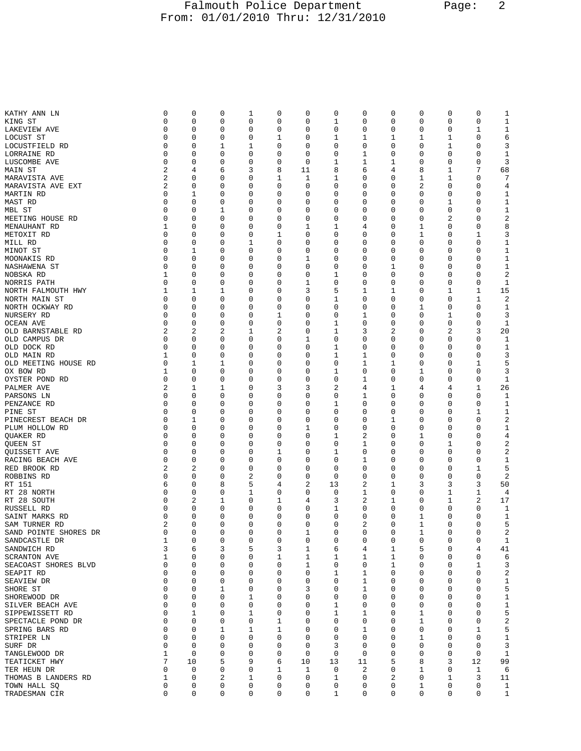| | | | | | | | | | | | | | |
|---|---|---|---|---|---|---|---|---|---|---|---|---|---|
| KATHY ANN LN | 0 | 0 | 0 | 1 | 0 | 0 | 0 | 0 | 0 | 0 | 0 | 0 | 1 |
| KING ST | 0 | 0 | 0 | 0 | 0 | 0 | 1 | 0 | 0 | 0 | 0 | 0 | 1 |
| LAKEVIEW AVE | 0 | 0 | 0 | 0 | 0 | 0 | 0 | 0 | 0 | 0 | 0 | 1 | 1 |
| LOCUST ST | 0 | 0 | 0 | 0 | 1 | 0 | 1 | 1 | 1 | 1 | 1 | 0 | 6 |
| LOCUSTFIELD RD | 0 | 0 | 1 | 1 | 0 | 0 | 0 | 0 | 0 | 0 | 1 | 0 | 3 |
| LORRAINE RD | 0 | 0 | 0 | 0 | 0 | 0 | 0 | 1 | 0 | 0 | 0 | 0 | 1 |
| LUSCOMBE AVE | 0 | 0 | 0 | 0 | 0 | 0 | 1 | 1 | 1 | 0 | 0 | 0 | 3 |
| MAIN ST | 2 | 4 | 6 | 3 | 8 | 11 | 8 | 6 | 4 | 8 | 1 | 7 | 68 |
| MARAVISTA AVE | 2 | 0 | 0 | 0 | 1 | 1 | 1 | 0 | 0 | 1 | 1 | 0 | 7 |
| MARAVISTA AVE EXT | 2 | 0 | 0 | 0 | 0 | 0 | 0 | 0 | 0 | 2 | 0 | 0 | 4 |
| MARTIN RD | 0 | 1 | 0 | 0 | 0 | 0 | 0 | 0 | 0 | 0 | 0 | 0 | 1 |
| MAST RD | 0 | 0 | 0 | 0 | 0 | 0 | 0 | 0 | 0 | 0 | 1 | 0 | 1 |
| MBL ST | 0 | 0 | 1 | 0 | 0 | 0 | 0 | 0 | 0 | 0 | 0 | 0 | 1 |
| MEETING HOUSE RD | 0 | 0 | 0 | 0 | 0 | 0 | 0 | 0 | 0 | 0 | 2 | 0 | 2 |
| MENAUHANT RD | 1 | 0 | 0 | 0 | 0 | 1 | 1 | 4 | 0 | 1 | 0 | 0 | 8 |
| METOXIT RD | 0 | 0 | 0 | 0 | 1 | 0 | 0 | 0 | 0 | 1 | 0 | 1 | 3 |
| MILL RD | 0 | 0 | 0 | 1 | 0 | 0 | 0 | 0 | 0 | 0 | 0 | 0 | 1 |
| MINOT ST | 0 | 1 | 0 | 0 | 0 | 0 | 0 | 0 | 0 | 0 | 0 | 0 | 1 |
| MOONAKIS RD | 0 | 0 | 0 | 0 | 0 | 1 | 0 | 0 | 0 | 0 | 0 | 0 | 1 |
| NASHAWENA ST | 0 | 0 | 0 | 0 | 0 | 0 | 0 | 0 | 1 | 0 | 0 | 0 | 1 |
| NOBSKA RD | 1 | 0 | 0 | 0 | 0 | 0 | 1 | 0 | 0 | 0 | 0 | 0 | 2 |
| NORRIS PATH | 0 | 0 | 0 | 0 | 0 | 1 | 0 | 0 | 0 | 0 | 0 | 0 | 1 |
| NORTH FALMOUTH HWY | 1 | 1 | 1 | 0 | 0 | 3 | 5 | 1 | 1 | 0 | 1 | 1 | 15 |
| NORTH MAIN ST | 0 | 0 | 0 | 0 | 0 | 0 | 1 | 0 | 0 | 0 | 0 | 1 | 2 |
| NORTH OCKWAY RD | 0 | 0 | 0 | 0 | 0 | 0 | 0 | 0 | 0 | 1 | 0 | 0 | 1 |
| NURSERY RD | 0 | 0 | 0 | 0 | 1 | 0 | 0 | 1 | 0 | 0 | 1 | 0 | 3 |
| OCEAN AVE | 0 | 0 | 0 | 0 | 0 | 0 | 1 | 0 | 0 | 0 | 0 | 0 | 1 |
| OLD BARNSTABLE RD | 2 | 2 | 2 | 1 | 2 | 0 | 1 | 3 | 2 | 0 | 2 | 3 | 20 |
| OLD CAMPUS DR | 0 | 0 | 0 | 0 | 0 | 1 | 0 | 0 | 0 | 0 | 0 | 0 | 1 |
| OLD DOCK RD | 0 | 0 | 0 | 0 | 0 | 0 | 1 | 0 | 0 | 0 | 0 | 0 | 1 |
| OLD MAIN RD | 1 | 0 | 0 | 0 | 0 | 0 | 1 | 1 | 0 | 0 | 0 | 0 | 3 |
| OLD MEETING HOUSE RD | 0 | 1 | 1 | 0 | 0 | 0 | 0 | 1 | 1 | 0 | 0 | 1 | 5 |
| OX BOW RD | 1 | 0 | 0 | 0 | 0 | 0 | 1 | 0 | 0 | 1 | 0 | 0 | 3 |
| OYSTER POND RD | 0 | 0 | 0 | 0 | 0 | 0 | 0 | 1 | 0 | 0 | 0 | 0 | 1 |
| PALMER AVE | 2 | 1 | 1 | 0 | 3 | 3 | 2 | 4 | 1 | 4 | 4 | 1 | 26 |
| PARSONS LN | 0 | 0 | 0 | 0 | 0 | 0 | 0 | 1 | 0 | 0 | 0 | 0 | 1 |
| PENZANCE RD | 0 | 0 | 0 | 0 | 0 | 0 | 1 | 0 | 0 | 0 | 0 | 0 | 1 |
| PINE ST | 0 | 0 | 0 | 0 | 0 | 0 | 0 | 0 | 0 | 0 | 0 | 1 | 1 |
| PINECREST BEACH DR | 0 | 1 | 0 | 0 | 0 | 0 | 0 | 0 | 1 | 0 | 0 | 0 | 2 |
| PLUM HOLLOW RD | 0 | 0 | 0 | 0 | 0 | 1 | 0 | 0 | 0 | 0 | 0 | 0 | 1 |
| QUAKER RD | 0 | 0 | 0 | 0 | 0 | 0 | 1 | 2 | 0 | 1 | 0 | 0 | 4 |
| QUEEN ST | 0 | 0 | 0 | 0 | 0 | 0 | 0 | 1 | 0 | 0 | 1 | 0 | 2 |
| QUISSETT AVE | 0 | 0 | 0 | 0 | 1 | 0 | 1 | 0 | 0 | 0 | 0 | 0 | 2 |
| RACING BEACH AVE | 0 | 0 | 0 | 0 | 0 | 0 | 0 | 1 | 0 | 0 | 0 | 0 | 1 |
| RED BROOK RD | 2 | 2 | 0 | 0 | 0 | 0 | 0 | 0 | 0 | 0 | 0 | 1 | 5 |
| ROBBINS RD | 0 | 0 | 0 | 2 | 0 | 0 | 0 | 0 | 0 | 0 | 0 | 0 | 2 |
| RT 151 | 6 | 0 | 8 | 5 | 4 | 2 | 13 | 2 | 1 | 3 | 3 | 3 | 50 |
| RT 28 NORTH | 0 | 0 | 0 | 1 | 0 | 0 | 0 | 1 | 0 | 0 | 1 | 1 | 4 |
| RT 28 SOUTH | 0 | 2 | 1 | 0 | 1 | 4 | 3 | 2 | 1 | 0 | 1 | 2 | 17 |
| RUSSELL RD | 0 | 0 | 0 | 0 | 0 | 0 | 1 | 0 | 0 | 0 | 0 | 0 | 1 |
| SAINT MARKS RD | 0 | 0 | 0 | 0 | 0 | 0 | 0 | 0 | 0 | 1 | 0 | 0 | 1 |
| SAM TURNER RD | 2 | 0 | 0 | 0 | 0 | 0 | 0 | 2 | 0 | 1 | 0 | 0 | 5 |
| SAND POINTE SHORES DR | 0 | 0 | 0 | 0 | 0 | 1 | 0 | 0 | 0 | 1 | 0 | 0 | 2 |
| SANDCASTLE DR | 1 | 0 | 0 | 0 | 0 | 0 | 0 | 0 | 0 | 0 | 0 | 0 | 1 |
| SANDWICH RD | 3 | 6 | 3 | 5 | 3 | 1 | 6 | 4 | 1 | 5 | 0 | 4 | 41 |
| SCRANTON AVE | 1 | 0 | 0 | 0 | 1 | 1 | 1 | 1 | 1 | 0 | 0 | 0 | 6 |
| SEACOAST SHORES BLVD | 0 | 0 | 0 | 0 | 0 | 1 | 0 | 0 | 1 | 0 | 0 | 1 | 3 |
| SEAPIT RD | 0 | 0 | 0 | 0 | 0 | 0 | 1 | 1 | 0 | 0 | 0 | 0 | 2 |
| SEAVIEW DR | 0 | 0 | 0 | 0 | 0 | 0 | 0 | 1 | 0 | 0 | 0 | 0 | 1 |
| SHORE ST | 0 | 0 | 1 | 0 | 0 | 3 | 0 | 1 | 0 | 0 | 0 | 0 | 5 |
| SHOREWOOD DR | 0 | 0 | 0 | 1 | 0 | 0 | 0 | 0 | 0 | 0 | 0 | 0 | 1 |
| SILVER BEACH AVE | 0 | 0 | 0 | 0 | 0 | 0 | 1 | 0 | 0 | 0 | 0 | 0 | 1 |
| SIPPEWISSETT RD | 0 | 1 | 0 | 1 | 0 | 0 | 1 | 1 | 0 | 1 | 0 | 0 | 5 |
| SPECTACLE POND DR | 0 | 0 | 0 | 0 | 1 | 0 | 0 | 0 | 0 | 1 | 0 | 0 | 2 |
| SPRING BARS RD | 0 | 0 | 1 | 1 | 1 | 0 | 0 | 1 | 0 | 0 | 0 | 1 | 5 |
| STRIPER LN | 0 | 0 | 0 | 0 | 0 | 0 | 0 | 0 | 0 | 1 | 0 | 0 | 1 |
| SURF DR | 0 | 0 | 0 | 0 | 0 | 0 | 3 | 0 | 0 | 0 | 0 | 0 | 3 |
| TANGLEWOOD DR | 1 | 0 | 0 | 0 | 0 | 0 | 0 | 0 | 0 | 0 | 0 | 0 | 1 |
| TEATICKET HWY | 7 | 10 | 5 | 9 | 6 | 10 | 13 | 11 | 5 | 8 | 3 | 12 | 99 |
| TER HEUN DR | 0 | 0 | 0 | 0 | 1 | 1 | 0 | 2 | 0 | 1 | 0 | 1 | 6 |
| THOMAS B LANDERS RD | 1 | 0 | 2 | 1 | 0 | 0 | 1 | 0 | 2 | 0 | 1 | 3 | 11 |
| TOWN HALL SQ | 0 | 0 | 0 | 0 | 0 | 0 | 0 | 0 | 0 | 1 | 0 | 0 | 1 |
| TRADESMAN CIR | 0 | 0 | 0 | 0 | 0 | 0 | 1 | 0 | 0 | 0 | 0 | 0 | 1 |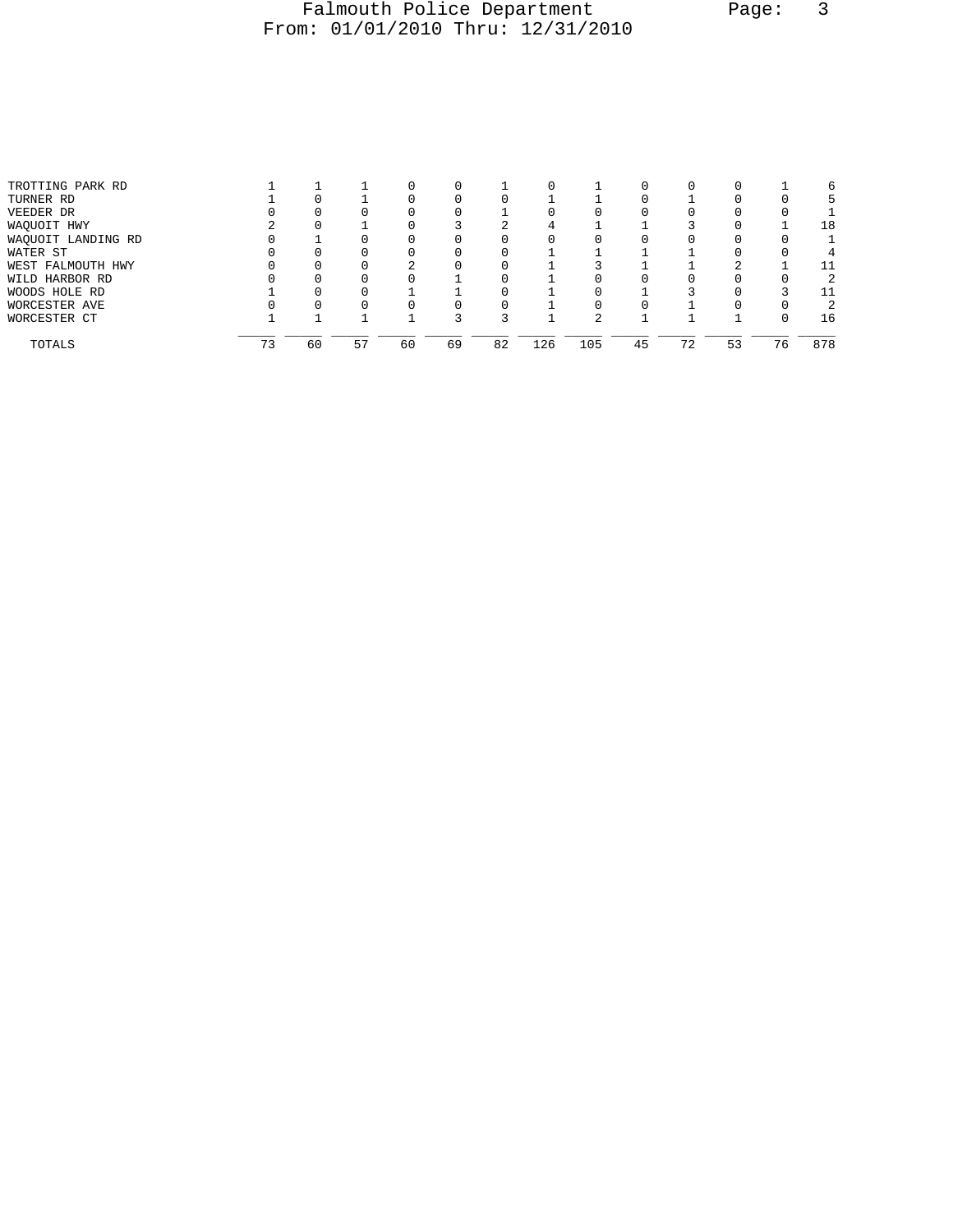| | | | | | | | | | | | | | |
|---|---|---|---|---|---|---|---|---|---|---|---|---|---|
| TROTTING PARK RD | 1 | 1 | 1 | 0 | 0 | 1 | 0 | 1 | 0 | 0 | 0 | 1 | 6 |
| TURNER RD | 1 | 0 | 1 | 0 | 0 | 0 | 1 | 1 | 0 | 1 | 0 | 0 | 5 |
| VEEDER DR | 0 | 0 | 0 | 0 | 0 | 1 | 0 | 0 | 0 | 0 | 0 | 0 | 1 |
| WAQUOIT HWY | 2 | 0 | 1 | 0 | 3 | 2 | 4 | 1 | 1 | 3 | 0 | 1 | 18 |
| WAQUOIT LANDING RD | 0 | 1 | 0 | 0 | 0 | 0 | 0 | 0 | 0 | 0 | 0 | 0 | 1 |
| WATER ST | 0 | 0 | 0 | 0 | 0 | 0 | 1 | 1 | 1 | 1 | 0 | 0 | 4 |
| WEST FALMOUTH HWY | 0 | 0 | 0 | 2 | 0 | 0 | 1 | 3 | 1 | 1 | 2 | 1 | 11 |
| WILD HARBOR RD | 0 | 0 | 0 | 0 | 1 | 0 | 1 | 0 | 0 | 0 | 0 | 0 | 2 |
| WOODS HOLE RD | 1 | 0 | 0 | 1 | 1 | 0 | 1 | 0 | 1 | 3 | 0 | 3 | 11 |
| WORCESTER AVE | 0 | 0 | 0 | 0 | 0 | 0 | 1 | 0 | 0 | 1 | 0 | 0 | 2 |
| WORCESTER CT | 1 | 1 | 1 | 1 | 3 | 3 | 1 | 2 | 1 | 1 | 1 | 0 | 16 |
| TOTALS | 73 | 60 | 57 | 60 | 69 | 82 | 126 | 105 | 45 | 72 | 53 | 76 | 878 |